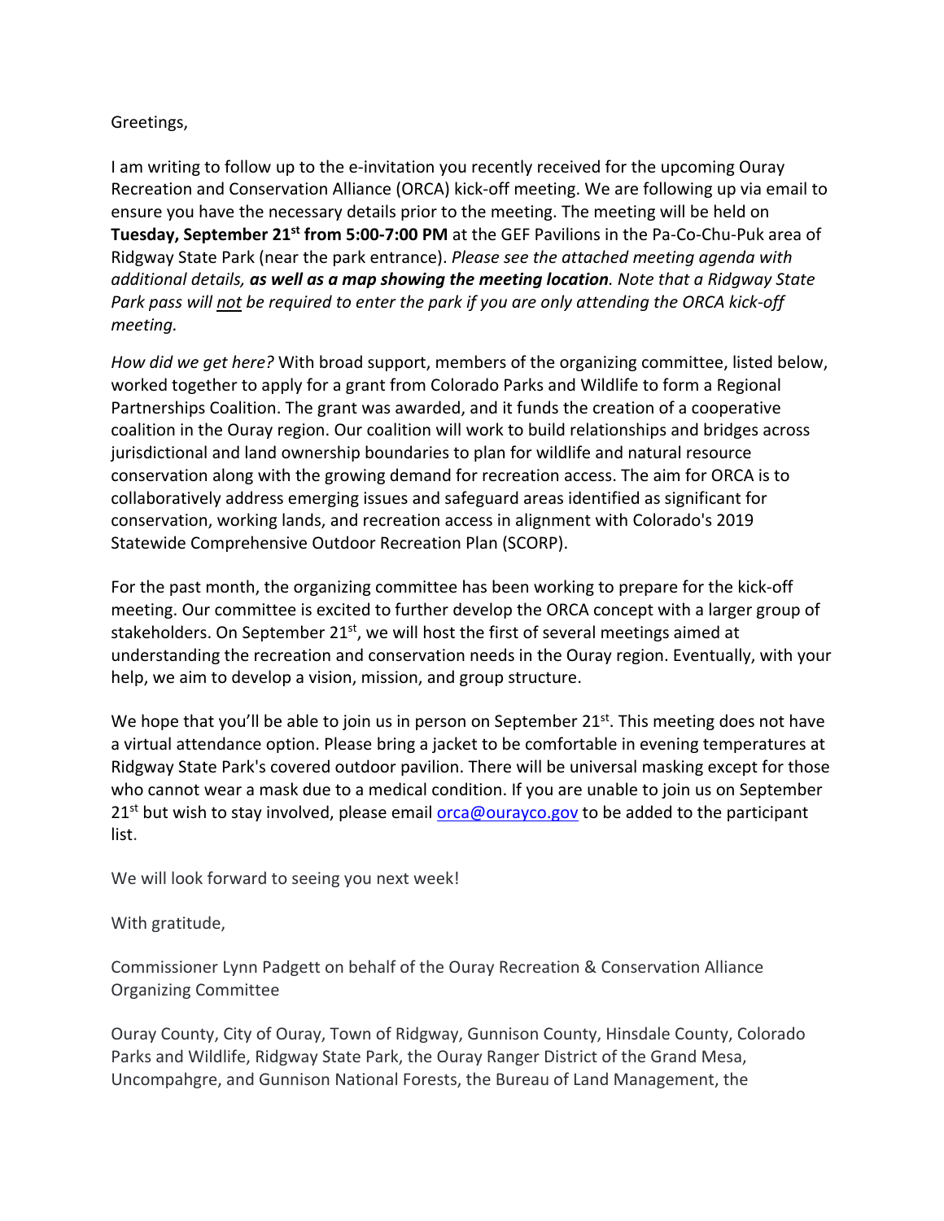Greetings,

I am writing to follow up to the e-invitation you recently received for the upcoming Ouray Recreation and Conservation Alliance (ORCA) kick-off meeting. We are following up via email to ensure you have the necessary details prior to the meeting. The meeting will be held on **Tuesday, September 21st from 5:00-7:00 PM** at the GEF Pavilions in the Pa-Co-Chu-Puk area of Ridgway State Park (near the park entrance). *Please see the attached meeting agenda with additional details,* ***as well as a map showing the meeting location****. Note that a Ridgway State Park pass will <u>not</u> be required to enter the park if you are only attending the ORCA kick-off meeting.*

*How did we get here?* With broad support, members of the organizing committee, listed below, worked together to apply for a grant from Colorado Parks and Wildlife to form a Regional Partnerships Coalition. The grant was awarded, and it funds the creation of a cooperative coalition in the Ouray region. Our coalition will work to build relationships and bridges across jurisdictional and land ownership boundaries to plan for wildlife and natural resource conservation along with the growing demand for recreation access. The aim for ORCA is to collaboratively address emerging issues and safeguard areas identified as significant for conservation, working lands, and recreation access in alignment with Colorado's 2019 Statewide Comprehensive Outdoor Recreation Plan (SCORP).

For the past month, the organizing committee has been working to prepare for the kick-off meeting. Our committee is excited to further develop the ORCA concept with a larger group of stakeholders. On September 21st, we will host the first of several meetings aimed at understanding the recreation and conservation needs in the Ouray region. Eventually, with your help, we aim to develop a vision, mission, and group structure.

We hope that you'll be able to join us in person on September 21st. This meeting does not have a virtual attendance option. Please bring a jacket to be comfortable in evening temperatures at Ridgway State Park's covered outdoor pavilion. There will be universal masking except for those who cannot wear a mask due to a medical condition. If you are unable to join us on September 21st but wish to stay involved, please email orca@ourayco.gov to be added to the participant list.

We will look forward to seeing you next week!

With gratitude,

Commissioner Lynn Padgett on behalf of the Ouray Recreation & Conservation Alliance Organizing Committee

Ouray County, City of Ouray, Town of Ridgway, Gunnison County, Hinsdale County, Colorado Parks and Wildlife, Ridgway State Park, the Ouray Ranger District of the Grand Mesa, Uncompahgre, and Gunnison National Forests, the Bureau of Land Management, the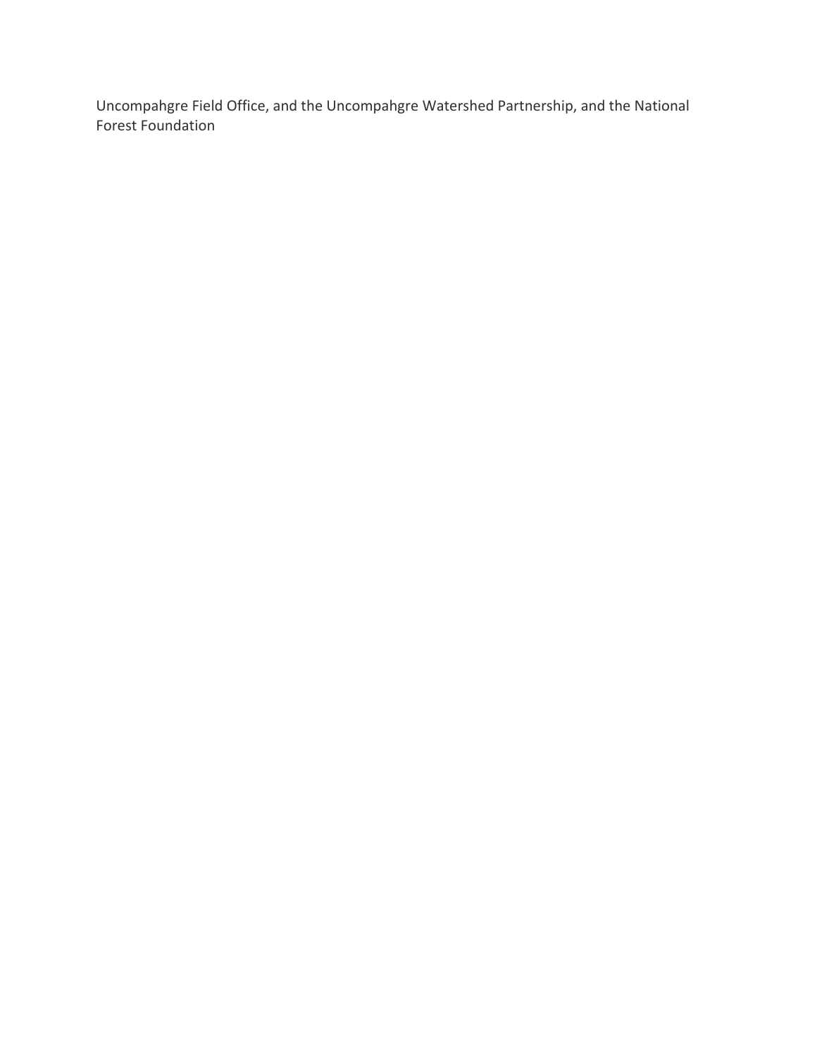Uncompahgre Field Office, and the Uncompahgre Watershed Partnership, and the National Forest Foundation